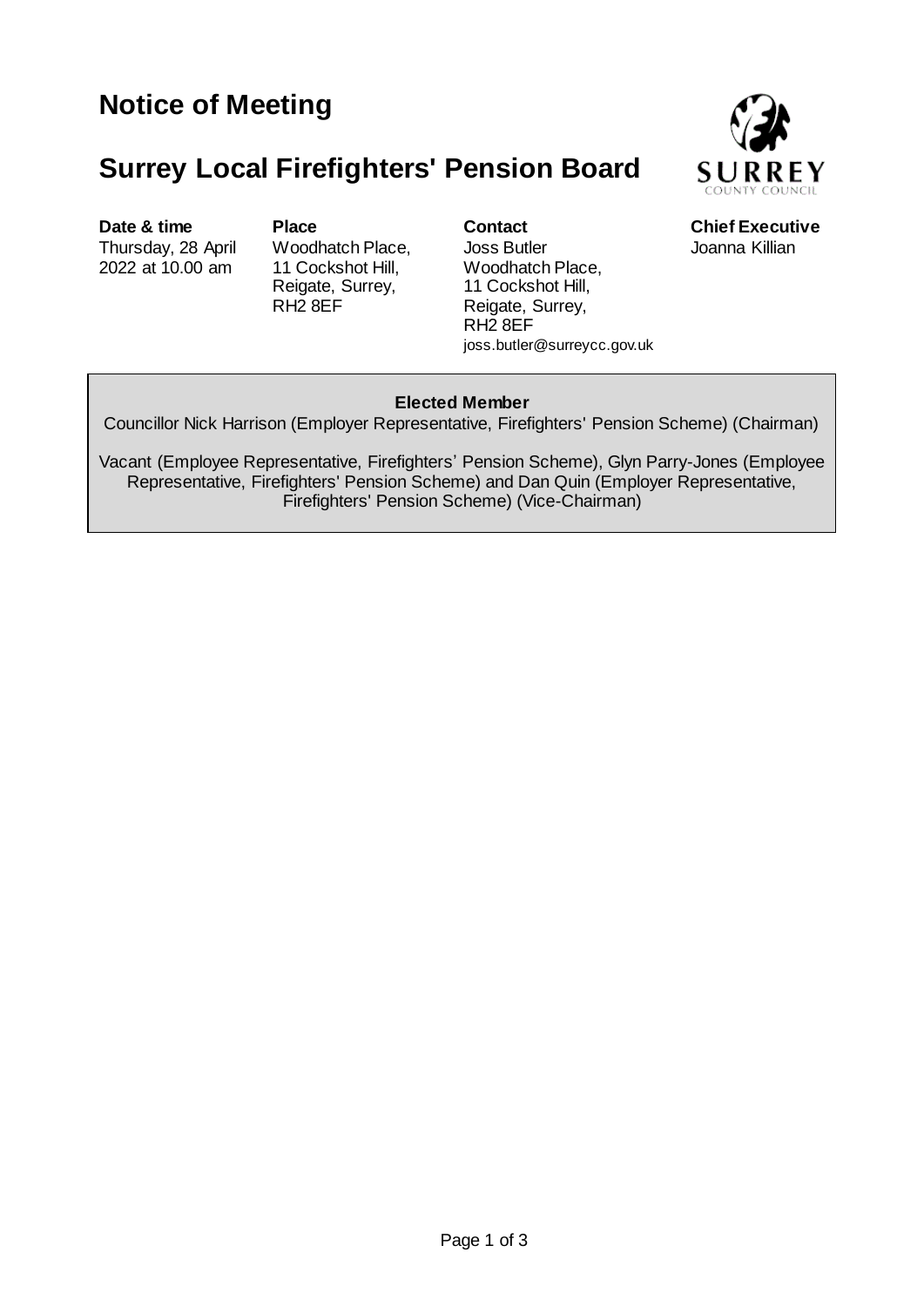# Notice of Meeting

## Surrey Local Firefighters' Pension Board

| Date & time | Place | Contact | Chief Executive |
| --- | --- | --- | --- |
| Thursday, 28 April 2022 at 10.00 am | Woodhatch Place, 11 Cockshot Hill, Reigate, Surrey, RH2 8EF | Joss Butler<br>Woodhatch Place, 11 Cockshot Hill, Reigate, Surrey, RH2 8EF<br>joss.butler@surreycc.gov.uk | Joanna Killian |

**Elected Member**

Councillor Nick Harrison (Employer Representative, Firefighters' Pension Scheme) (Chairman)

Vacant (Employee Representative, Firefighters' Pension Scheme), Glyn Parry-Jones (Employee Representative, Firefighters' Pension Scheme) and Dan Quin (Employer Representative, Firefighters' Pension Scheme) (Vice-Chairman)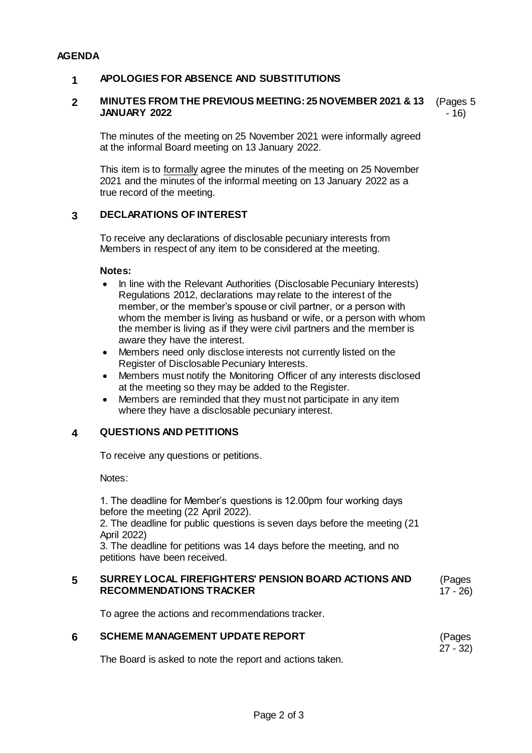# AGENDA

## 1 APOLOGIES FOR ABSENCE AND SUBSTITUTIONS

## 2 MINUTES FROM THE PREVIOUS MEETING: 25 NOVEMBER 2021 & 13 JANUARY 2022 (Pages 5 - 16)

The minutes of the meeting on 25 November 2021 were informally agreed at the informal Board meeting on 13 January 2022.

This item is to formally agree the minutes of the meeting on 25 November 2021 and the minutes of the informal meeting on 13 January 2022 as a true record of the meeting.

## 3 DECLARATIONS OF INTEREST

To receive any declarations of disclosable pecuniary interests from Members in respect of any item to be considered at the meeting.

**Notes:**

- In line with the Relevant Authorities (Disclosable Pecuniary Interests) Regulations 2012, declarations may relate to the interest of the member, or the member's spouse or civil partner, or a person with whom the member is living as husband or wife, or a person with whom the member is living as if they were civil partners and the member is aware they have the interest.
- Members need only disclose interests not currently listed on the Register of Disclosable Pecuniary Interests.
- Members must notify the Monitoring Officer of any interests disclosed at the meeting so they may be added to the Register.
- Members are reminded that they must not participate in any item where they have a disclosable pecuniary interest.

## 4 QUESTIONS AND PETITIONS

To receive any questions or petitions.

Notes:

1. The deadline for Member's questions is 12.00pm four working days before the meeting (22 April 2022).
2. The deadline for public questions is seven days before the meeting (21 April 2022)
3. The deadline for petitions was 14 days before the meeting, and no petitions have been received.

## 5 SURREY LOCAL FIREFIGHTERS' PENSION BOARD ACTIONS AND RECOMMENDATIONS TRACKER (Pages 17 - 26)

To agree the actions and recommendations tracker.

## 6 SCHEME MANAGEMENT UPDATE REPORT (Pages 27 - 32)

The Board is asked to note the report and actions taken.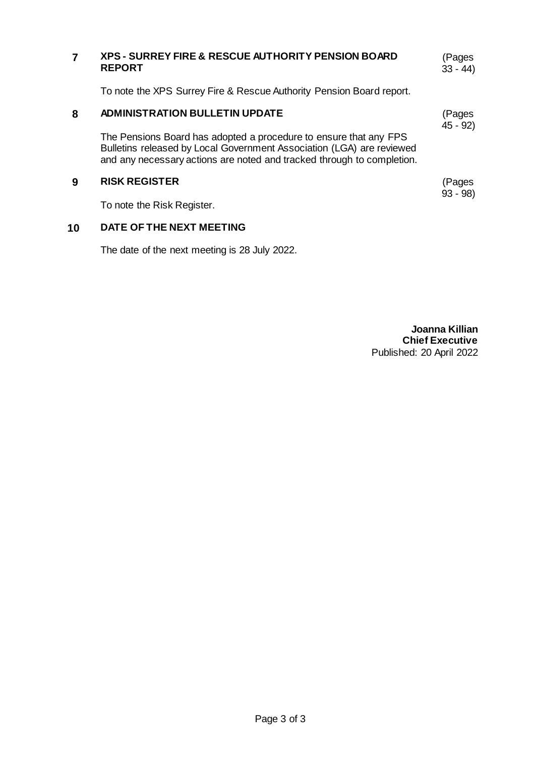**7** **XPS - SURREY FIRE & RESCUE AUTHORITY PENSION BOARD REPORT** (Pages 33 - 44)

To note the XPS Surrey Fire & Rescue Authority Pension Board report.

**8** **ADMINISTRATION BULLETIN UPDATE** (Pages 45 - 92)

The Pensions Board has adopted a procedure to ensure that any FPS Bulletins released by Local Government Association (LGA) are reviewed and any necessary actions are noted and tracked through to completion.

**9** **RISK REGISTER** (Pages 93 - 98)

To note the Risk Register.

**10** **DATE OF THE NEXT MEETING**

The date of the next meeting is 28 July 2022.

**Joanna Killian**
**Chief Executive**
Published: 20 April 2022